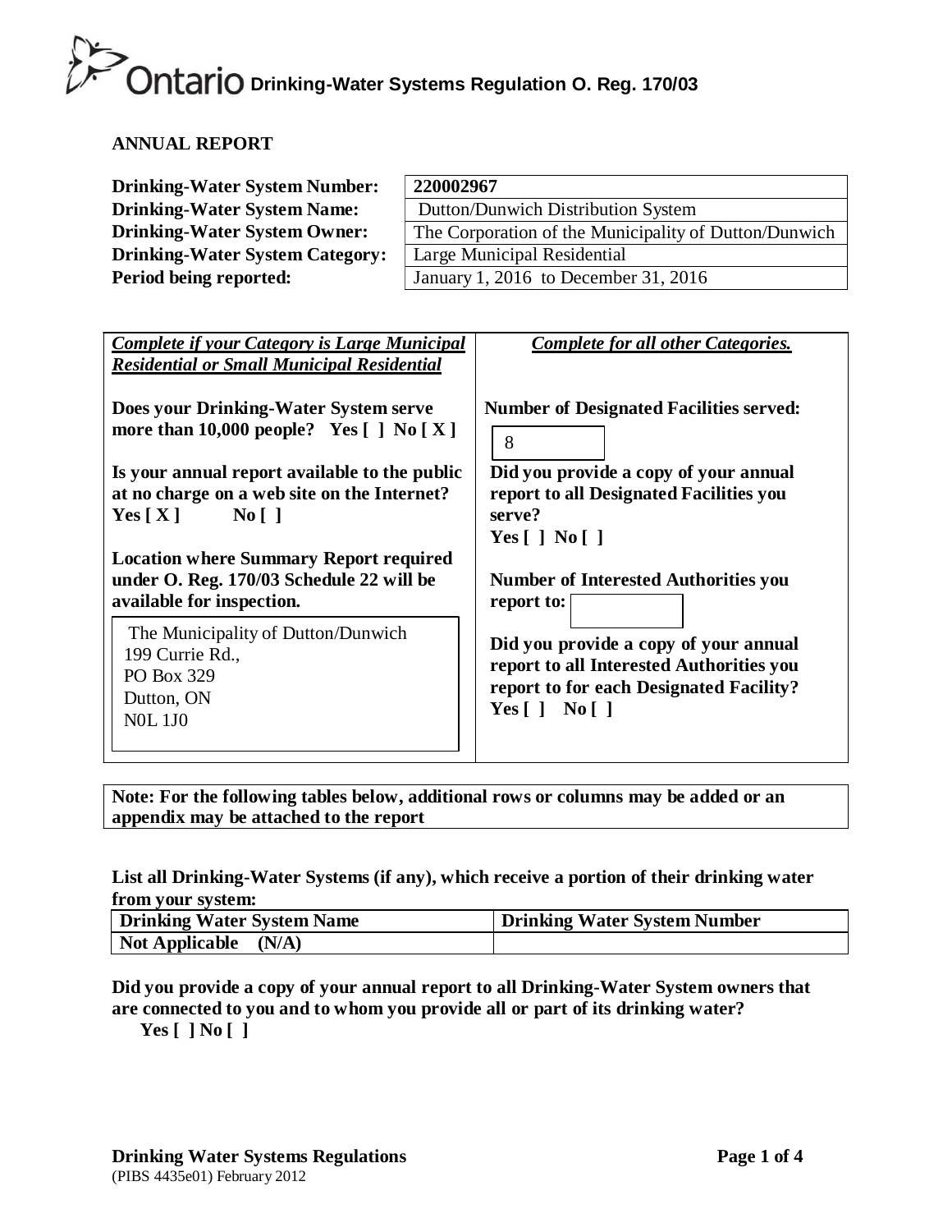Ontario **Drinking-Water Systems Regulation O. Reg. 170/03**

## ANNUAL REPORT

| | |
|---|---|
| **Drinking-Water System Number:** | **220002967** |
| **Drinking-Water System Name:** | Dutton/Dunwich Distribution System |
| **Drinking-Water System Owner:** | The Corporation of the Municipality of Dutton/Dunwich |
| **Drinking-Water System Category:** | Large Municipal Residential |
| **Period being reported:** | January 1, 2016 to December 31, 2016 |

| ***Complete if your Category is Large Municipal Residential or Small Municipal Residential*** | ***Complete for all other Categories.*** |
|---|---|
| **Does your Drinking-Water System serve more than 10,000 people? Yes [ ] No [ X ]** | **Number of Designated Facilities served:** 8 |
| **Is your annual report available to the public at no charge on a web site on the Internet? Yes [ X ] No [ ]** | **Did you provide a copy of your annual report to all Designated Facilities you serve? Yes [ ] No [ ]** |
| **Location where Summary Report required under O. Reg. 170/03 Schedule 22 will be available for inspection.** | **Number of Interested Authorities you report to:** |
| The Municipality of Dutton/Dunwich<br>199 Currie Rd.,<br>PO Box 329<br>Dutton, ON<br>N0L 1J0 | **Did you provide a copy of your annual report to all Interested Authorities you report to for each Designated Facility? Yes [ ] No [ ]** |

**Note: For the following tables below, additional rows or columns may be added or an appendix may be attached to the report**

**List all Drinking-Water Systems (if any), which receive a portion of their drinking water from your system:**

| Drinking Water System Name | Drinking Water System Number |
|---|---|
| **Not Applicable (N/A)** | |

**Did you provide a copy of your annual report to all Drinking-Water System owners that are connected to you and to whom you provide all or part of its drinking water?**
**Yes [ ] No [ ]**

**Drinking Water Systems Regulations**
(PIBS 4435e01) February 2012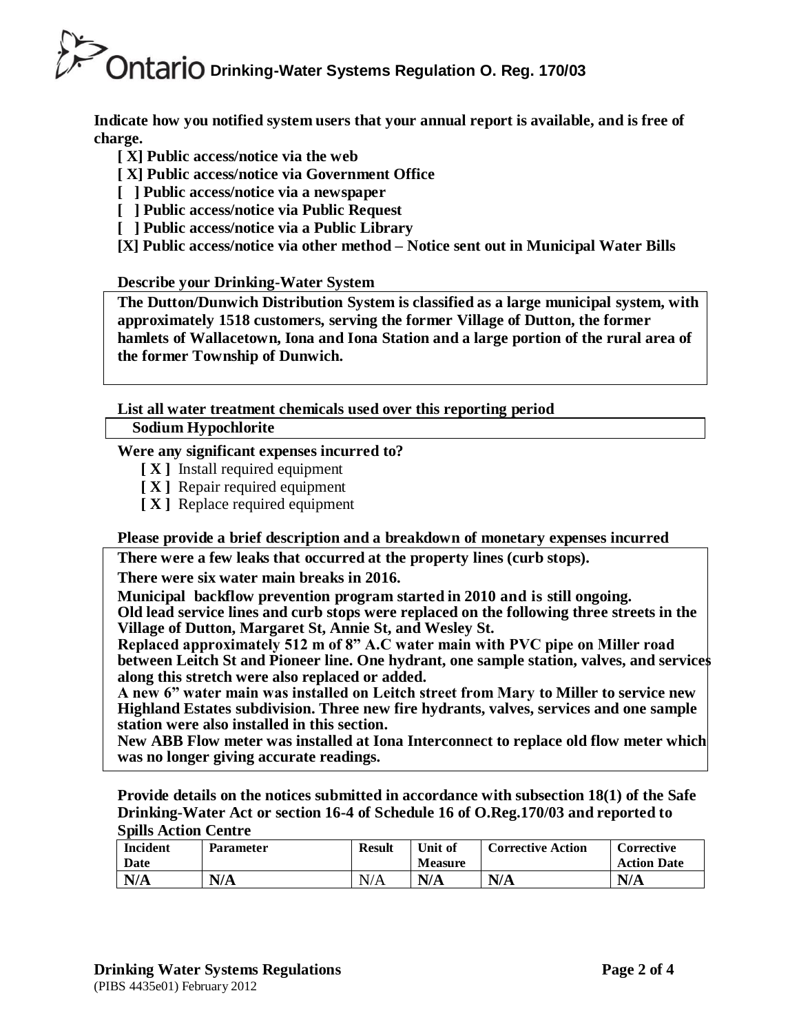**Indicate how you notified system users that your annual report is available, and is free of charge.**

- **[ X] Public access/notice via the web**
- **[ X] Public access/notice via Government Office**
- **[ ] Public access/notice via a newspaper**
- **[ ] Public access/notice via Public Request**
- **[ ] Public access/notice via a Public Library**
- **[X] Public access/notice via other method – Notice sent out in Municipal Water Bills**

**Describe your Drinking-Water System**

**The Dutton/Dunwich Distribution System is classified as a large municipal system, with approximately 1518 customers, serving the former Village of Dutton, the former hamlets of Wallacetown, Iona and Iona Station and a large portion of the rural area of the former Township of Dunwich.**

**List all water treatment chemicals used over this reporting period**

**Sodium Hypochlorite**

**Were any significant expenses incurred to?**

- **[ X ]** Install required equipment
- **[ X ]** Repair required equipment
- **[ X ]** Replace required equipment

**Please provide a brief description and a breakdown of monetary expenses incurred**

**There were a few leaks that occurred at the property lines (curb stops).**

**There were six water main breaks in 2016.**

**Municipal backflow prevention program started in 2010 and is still ongoing.**

**Old lead service lines and curb stops were replaced on the following three streets in the Village of Dutton, Margaret St, Annie St, and Wesley St.**

**Replaced approximately 512 m of 8" A.C water main with PVC pipe on Miller road between Leitch St and Pioneer line. One hydrant, one sample station, valves, and services along this stretch were also replaced or added.**

**A new 6" water main was installed on Leitch street from Mary to Miller to service new Highland Estates subdivision. Three new fire hydrants, valves, services and one sample station were also installed in this section.**

**New ABB Flow meter was installed at Iona Interconnect to replace old flow meter which was no longer giving accurate readings.**

**Provide details on the notices submitted in accordance with subsection 18(1) of the Safe Drinking-Water Act or section 16-4 of Schedule 16 of O.Reg.170/03 and reported to Spills Action Centre**

| Incident Date | Parameter | Result | Unit of Measure | Corrective Action | Corrective Action Date |
|---|---|---|---|---|---|
| N/A | N/A | N/A | N/A | N/A | N/A |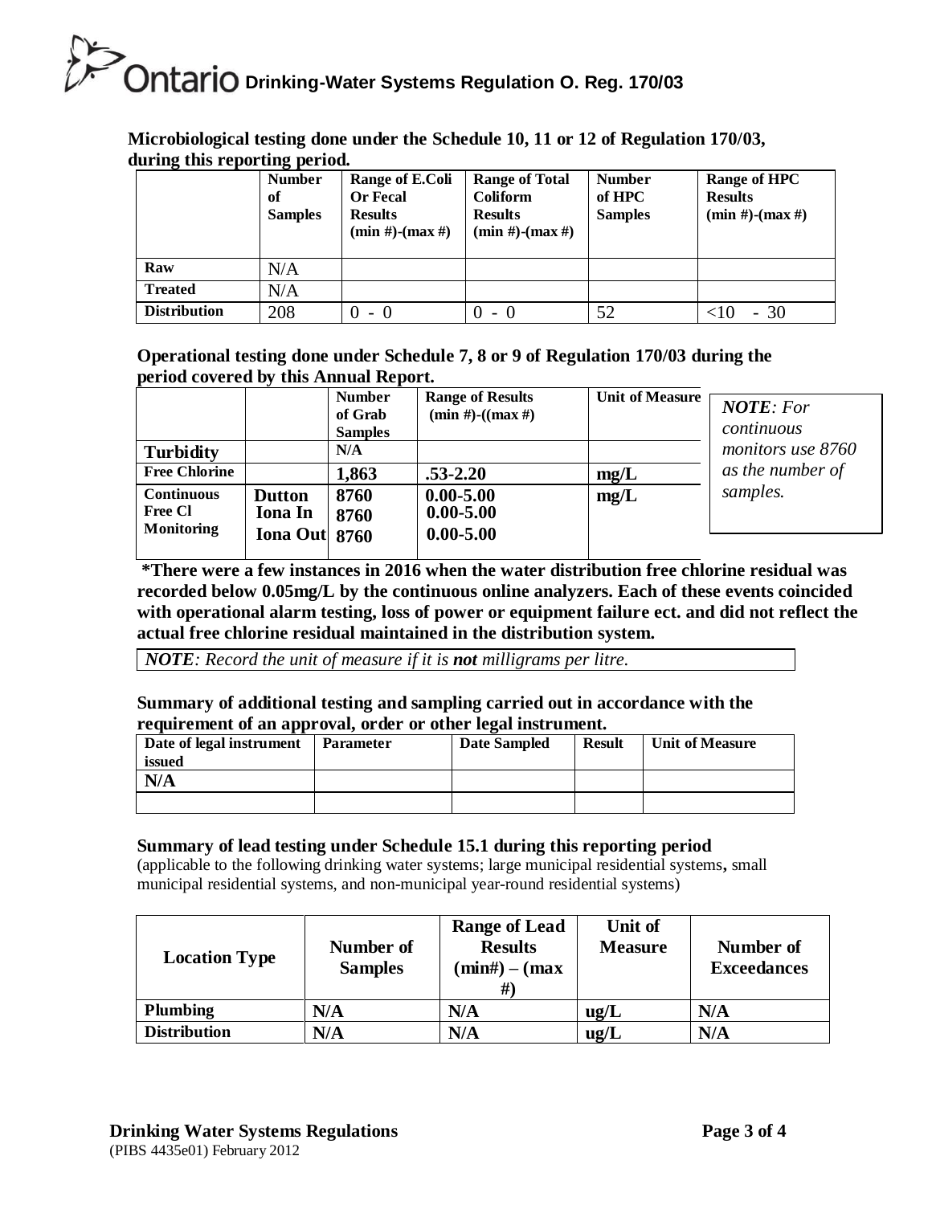**Microbiological testing done under the Schedule 10, 11 or 12 of Regulation 170/03, during this reporting period.**

| | Number of Samples | Range of E.Coli Or Fecal Results (min #)-(max #) | Range of Total Coliform Results (min #)-(max #) | Number of HPC Samples | Range of HPC Results (min #)-(max #) |
|---|---|---|---|---|---|
| **Raw** | N/A | | | | |
| **Treated** | N/A | | | | |
| **Distribution** | 208 | 0 - 0 | 0 - 0 | 52 | <10 - 30 |

**Operational testing done under Schedule 7, 8 or 9 of Regulation 170/03 during the period covered by this Annual Report.**

| | | Number of Grab Samples | Range of Results (min #)-((max #) | Unit of Measure |
|---|---|---|---|---|
| **Turbidity** | | N/A | | |
| **Free Chlorine** | | **1,863** | **.53-2.20** | **mg/L** |
| **Continuous Free Cl Monitoring** | **Dutton** | **8760** | **0.00-5.00** | **mg/L** |
| | **Iona In** | **8760** | **0.00-5.00** | |
| | **Iona Out** | **8760** | **0.00-5.00** | |

*NOTE: For continuous monitors use 8760 as the number of samples.*

**\*There were a few instances in 2016 when the water distribution free chlorine residual was recorded below 0.05mg/L by the continuous online analyzers. Each of these events coincided with operational alarm testing, loss of power or equipment failure ect. and did not reflect the actual free chlorine residual maintained in the distribution system.**

*NOTE: Record the unit of measure if it is **not** milligrams per litre.*

**Summary of additional testing and sampling carried out in accordance with the requirement of an approval, order or other legal instrument.**

| Date of legal instrument issued | Parameter | Date Sampled | Result | Unit of Measure |
|---|---|---|---|---|
| **N/A** | | | | |
| | | | | |

**Summary of lead testing under Schedule 15.1 during this reporting period**

(applicable to the following drinking water systems; large municipal residential systems, small municipal residential systems, and non-municipal year-round residential systems)

| Location Type | Number of Samples | Range of Lead Results (min#) – (max #) | Unit of Measure | Number of Exceedances |
|---|---|---|---|---|
| **Plumbing** | **N/A** | **N/A** | **ug/L** | **N/A** |
| **Distribution** | **N/A** | **N/A** | **ug/L** | **N/A** |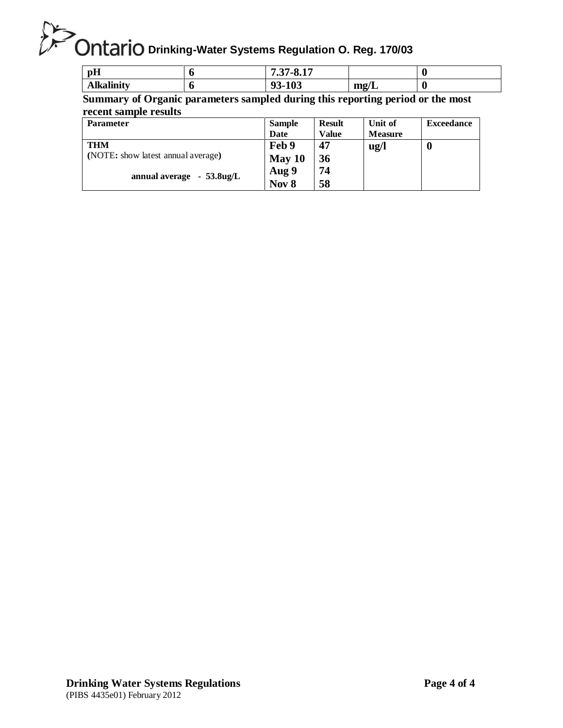| | | | | |
|---|---|---|---|---|
| pH | 6 | 7.37-8.17 | | 0 |
| Alkalinity | 6 | 93-103 | mg/L | 0 |

**Summary of Organic parameters sampled during this reporting period or the most recent sample results**

| Parameter | Sample Date | Result Value | Unit of Measure | Exceedance |
|---|---|---|---|---|
| THM (NOTE: show latest annual average) annual average - 53.8ug/L | Feb 9 May 10 Aug 9 Nov 8 | 47 36 74 58 | ug/l | 0 |